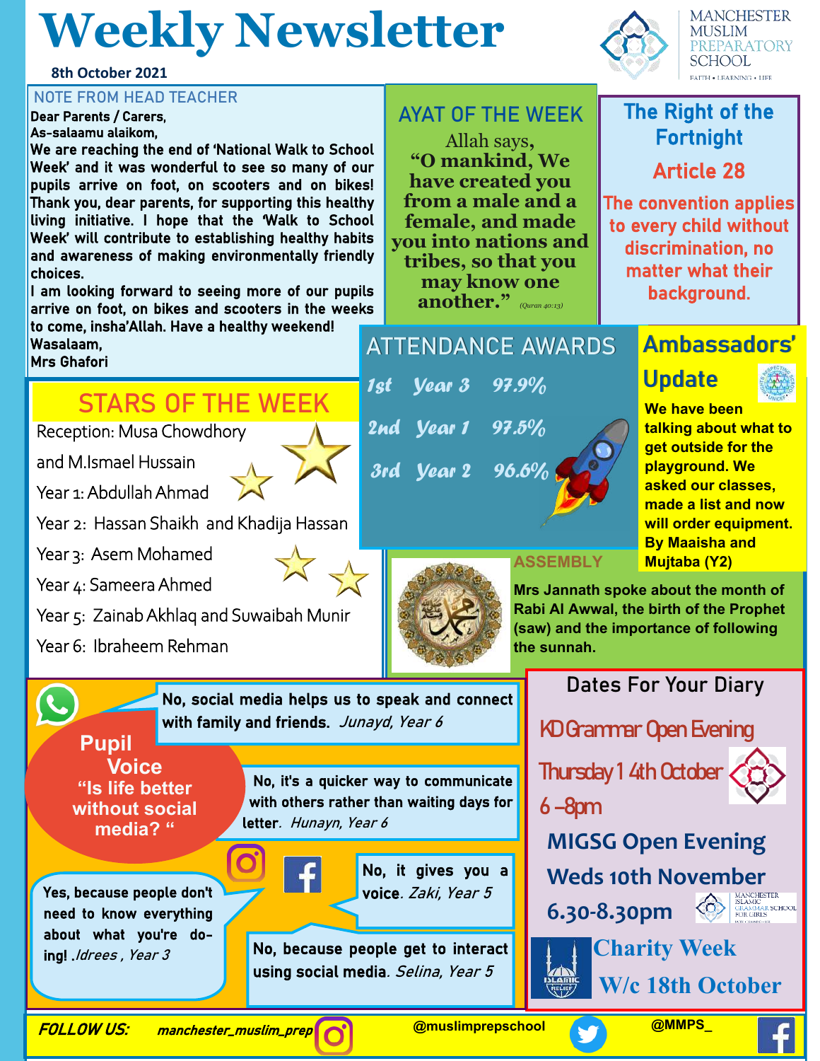# Weekly Newsletter

8th October 2021

MANCHESTER MUSLIM PREPARATORY SCHOOL
FAITH • LEARNING • LIFE

## NOTE FROM HEAD TEACHER

Dear Parents / Carers,
As-salaamu alaikom,
We are reaching the end of 'National Walk to School Week' and it was wonderful to see so many of our pupils arrive on foot, on scooters and on bikes! Thank you, dear parents, for supporting this healthy living initiative. I hope that the 'Walk to School Week' will contribute to establishing healthy habits and awareness of making environmentally friendly choices.
I am looking forward to seeing more of our pupils arrive on foot, on bikes and scooters in the weeks to come, insha'Allah. Have a healthy weekend!
Wasalaam,
Mrs Ghafori

## AYAT OF THE WEEK

Allah says,
**"O mankind, We have created you from a male and a female, and made you into nations and tribes, so that you may know one another."** (Quran 49:13)

## The Right of the Fortnight

### Article 28

The convention applies to every child without discrimination, no matter what their background.

## STARS OF THE WEEK

Reception: Musa Chowdhory and M.Ismael Hussain
Year 1: Abdullah Ahmad
Year 2: Hassan Shaikh and Khadija Hassan
Year 3: Asem Mohamed
Year 4: Sameera Ahmed
Year 5: Zainab Akhlaq and Suwaibah Munir
Year 6: Ibraheem Rehman

## ATTENDANCE AWARDS

| | | |
|---|---|---|
| 1st | Year 3 | 97.9% |
| 2nd | Year 1 | 97.5% |
| 3rd | Year 2 | 96.6% |

## Ambassadors' Update

We have been talking about what to get outside for the playground. We asked our classes, made a list and now will order equipment. By Maaisha and Mujtaba (Y2)

## ASSEMBLY

Mrs Jannath spoke about the month of Rabi Al Awwal, the birth of the Prophet (saw) and the importance of following the sunnah.

## Pupil Voice

**"Is life better without social media?"**

No, social media helps us to speak and connect with family and friends. *Junayd, Year 6*

No, it's a quicker way to communicate with others rather than waiting days for letter. *Hunayn, Year 6*

No, it gives you a voice. *Zaki, Year 5*

Yes, because people don't need to know everything about what you're doing! *Idrees, Year 3*

No, because people get to interact using social media. *Selina, Year 5*

## Dates For Your Diary

**KD Grammar Open Evening**
Thursday 14th October
6–8pm

**MIGSG Open Evening**
Weds 10th November
6.30-8.30pm

**Charity Week**
W/c 18th October

**FOLLOW US:** manchester_muslim_prep | @muslimprepschool | @MMPS_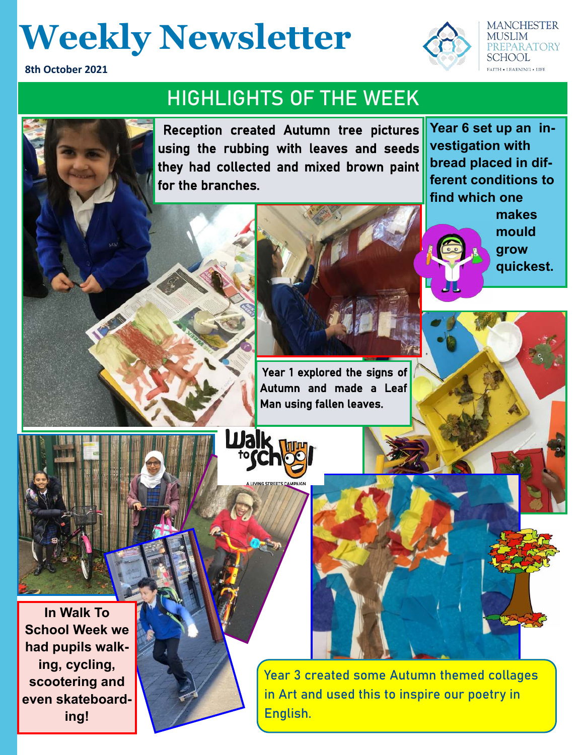# Weekly Newsletter

**8th October 2021**

MANCHESTER MUSLIM PREPARATORY SCHOOL

FAITH • LEARNING • LIFE

## HIGHLIGHTS OF THE WEEK

Reception created Autumn tree pictures using the rubbing with leaves and seeds they had collected and mixed brown paint for the branches.

**Year 6 set up an investigation with bread placed in different conditions to find which one makes mould grow quickest.**

Year 1 explored the signs of Autumn and made a Leaf Man using fallen leaves.

**In Walk To School Week we had pupils walking, cycling, scootering and even skateboarding!**

Year 3 created some Autumn themed collages in Art and used this to inspire our poetry in English.